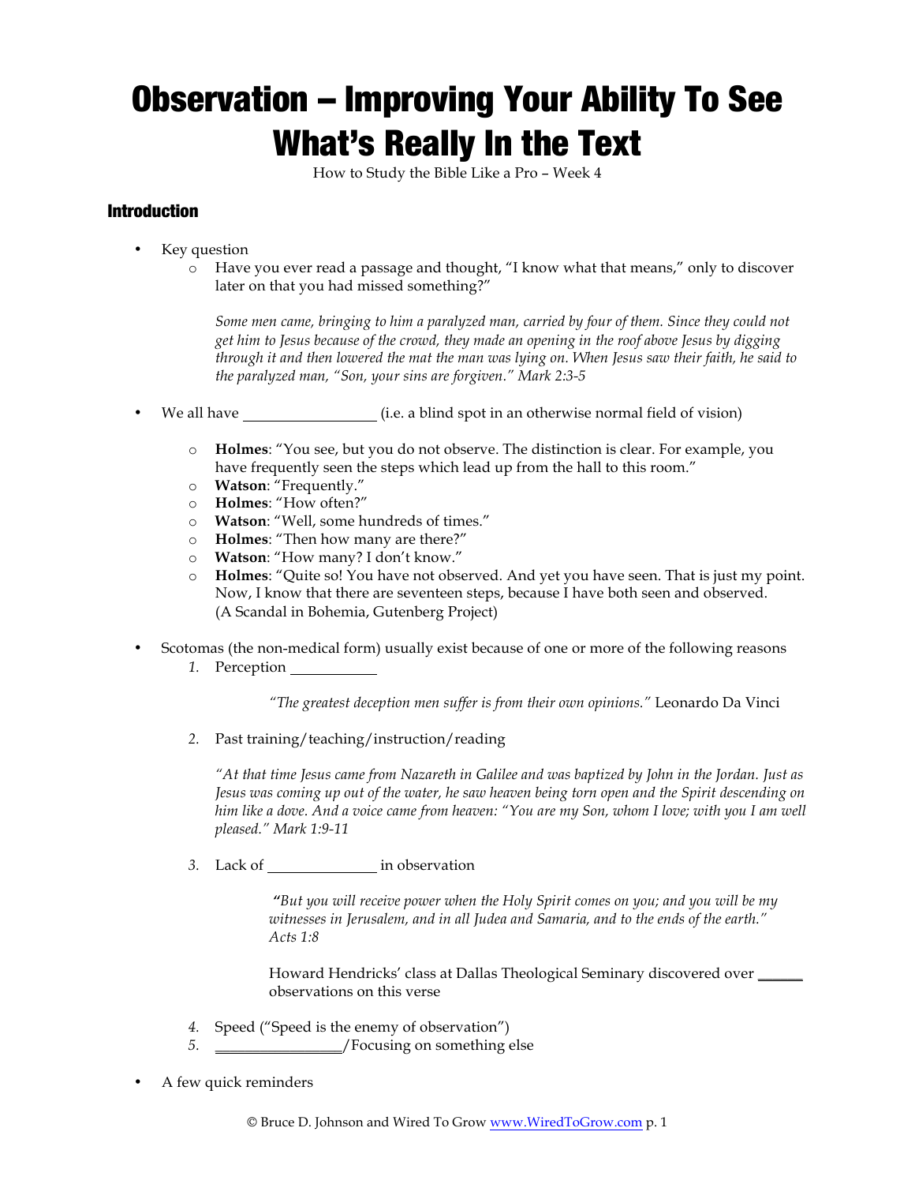# Observation – Improving Your Ability To See What's Really In the Text

How to Study the Bible Like a Pro – Week 4

## Introduction

- Key question
  - Have you ever read a passage and thought, "I know what that means," only to discover later on that you had missed something?"

    *Some men came, bringing to him a paralyzed man, carried by four of them. Since they could not get him to Jesus because of the crowd, they made an opening in the roof above Jesus by digging through it and then lowered the mat the man was lying on. When Jesus saw their faith, he said to the paralyzed man, "Son, your sins are forgiven." Mark 2:3-5*

- We all have _________________ (i.e. a blind spot in an otherwise normal field of vision)
  - **Holmes**: "You see, but you do not observe. The distinction is clear. For example, you have frequently seen the steps which lead up from the hall to this room."
  - **Watson**: "Frequently."
  - **Holmes**: "How often?"
  - **Watson**: "Well, some hundreds of times."
  - **Holmes**: "Then how many are there?"
  - **Watson**: "How many? I don't know."
  - **Holmes**: "Quite so! You have not observed. And yet you have seen. That is just my point. Now, I know that there are seventeen steps, because I have both seen and observed. (A Scandal in Bohemia, Gutenberg Project)

- Scotomas (the non-medical form) usually exist because of one or more of the following reasons
  1. Perception ___________

     *"The greatest deception men suffer is from their own opinions."* Leonardo Da Vinci

  2. Past training/teaching/instruction/reading

     *"At that time Jesus came from Nazareth in Galilee and was baptized by John in the Jordan. Just as Jesus was coming up out of the water, he saw heaven being torn open and the Spirit descending on him like a dove. And a voice came from heaven: "You are my Son, whom I love; with you I am well pleased." Mark 1:9-11*

  3. Lack of ______________ in observation

     ***"****But you will receive power when the Holy Spirit comes on you; and you will be my witnesses in Jerusalem, and in all Judea and Samaria, and to the ends of the earth." Acts 1:8*

     Howard Hendricks' class at Dallas Theological Seminary discovered over ______ observations on this verse

  4. Speed ("Speed is the enemy of observation")
  5. _________________/Focusing on something else

- A few quick reminders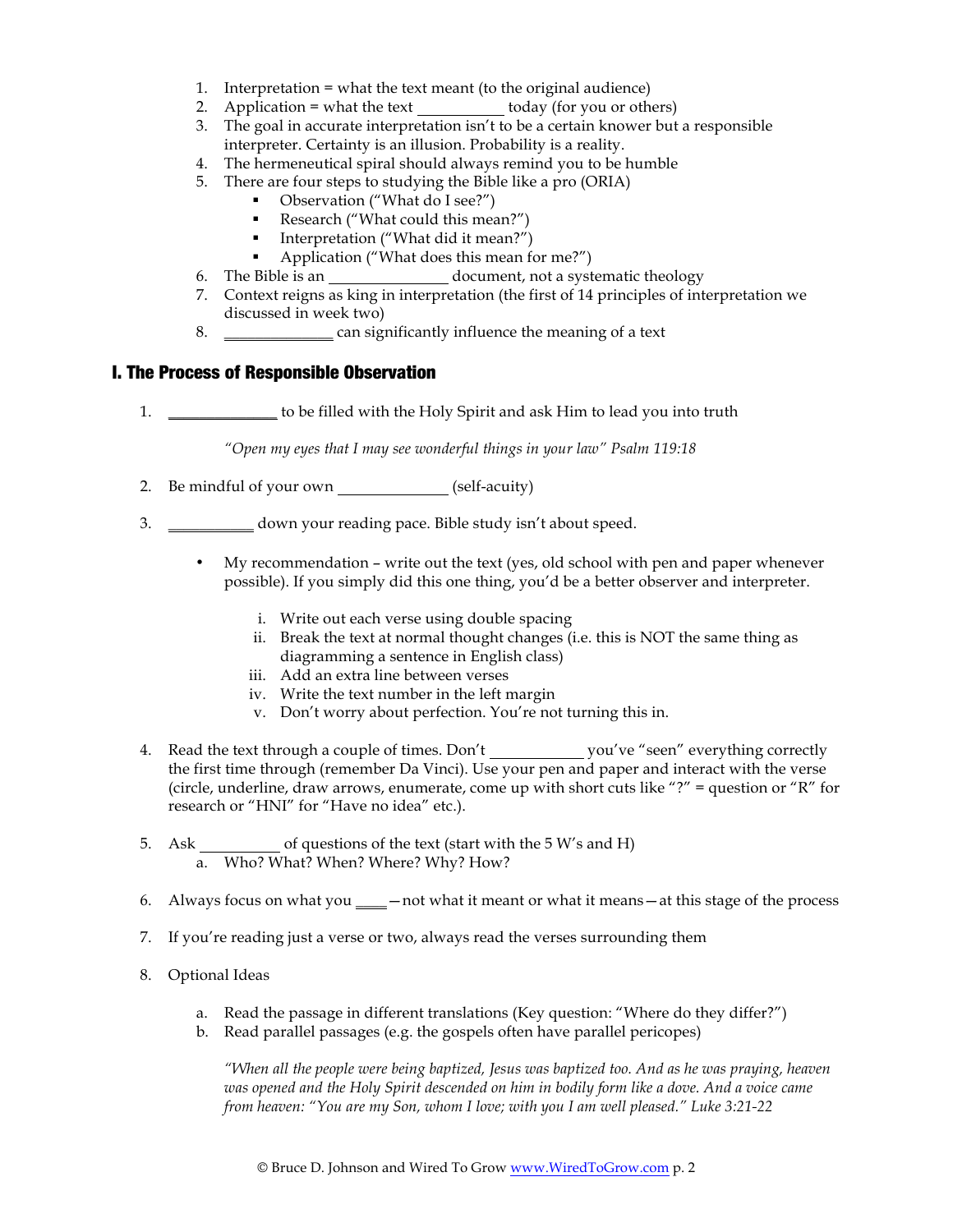1. Interpretation = what the text meant (to the original audience)
2. Application = what the text ___________ today (for you or others)
3. The goal in accurate interpretation isn't to be a certain knower but a responsible interpreter. Certainty is an illusion. Probability is a reality.
4. The hermeneutical spiral should always remind you to be humble
5. There are four steps to studying the Bible like a pro (ORIA)
   - Observation ("What do I see?")
   - Research ("What could this mean?")
   - Interpretation ("What did it mean?")
   - Application ("What does this mean for me?")
6. The Bible is an _______________ document, not a systematic theology
7. Context reigns as king in interpretation (the first of 14 principles of interpretation we discussed in week two)
8. _____________ can significantly influence the meaning of a text

## I. The Process of Responsible Observation

1. _____________ to be filled with the Holy Spirit and ask Him to lead you into truth

   *"Open my eyes that I may see wonderful things in your law" Psalm 119:18*

2. Be mindful of your own _____________ (self-acuity)

3. ___________ down your reading pace. Bible study isn't about speed.

   - My recommendation – write out the text (yes, old school with pen and paper whenever possible). If you simply did this one thing, you'd be a better observer and interpreter.

     i. Write out each verse using double spacing
     ii. Break the text at normal thought changes (i.e. this is NOT the same thing as diagramming a sentence in English class)
     iii. Add an extra line between verses
     iv. Write the text number in the left margin
     v. Don't worry about perfection. You're not turning this in.

4. Read the text through a couple of times. Don't ___________ you've "seen" everything correctly the first time through (remember Da Vinci). Use your pen and paper and interact with the verse (circle, underline, draw arrows, enumerate, come up with short cuts like "?" = question or "R" for research or "HNI" for "Have no idea" etc.).

5. Ask __________ of questions of the text (start with the 5 W's and H)
   a. Who? What? When? Where? Why? How?

6. Always focus on what you ____—not what it meant or what it means—at this stage of the process

7. If you're reading just a verse or two, always read the verses surrounding them

8. Optional Ideas

   a. Read the passage in different translations (Key question: "Where do they differ?")
   b. Read parallel passages (e.g. the gospels often have parallel pericopes)

   *"When all the people were being baptized, Jesus was baptized too. And as he was praying, heaven was opened and the Holy Spirit descended on him in bodily form like a dove. And a voice came from heaven: "You are my Son, whom I love; with you I am well pleased." Luke 3:21-22*

© Bruce D. Johnson and Wired To Grow www.WiredToGrow.com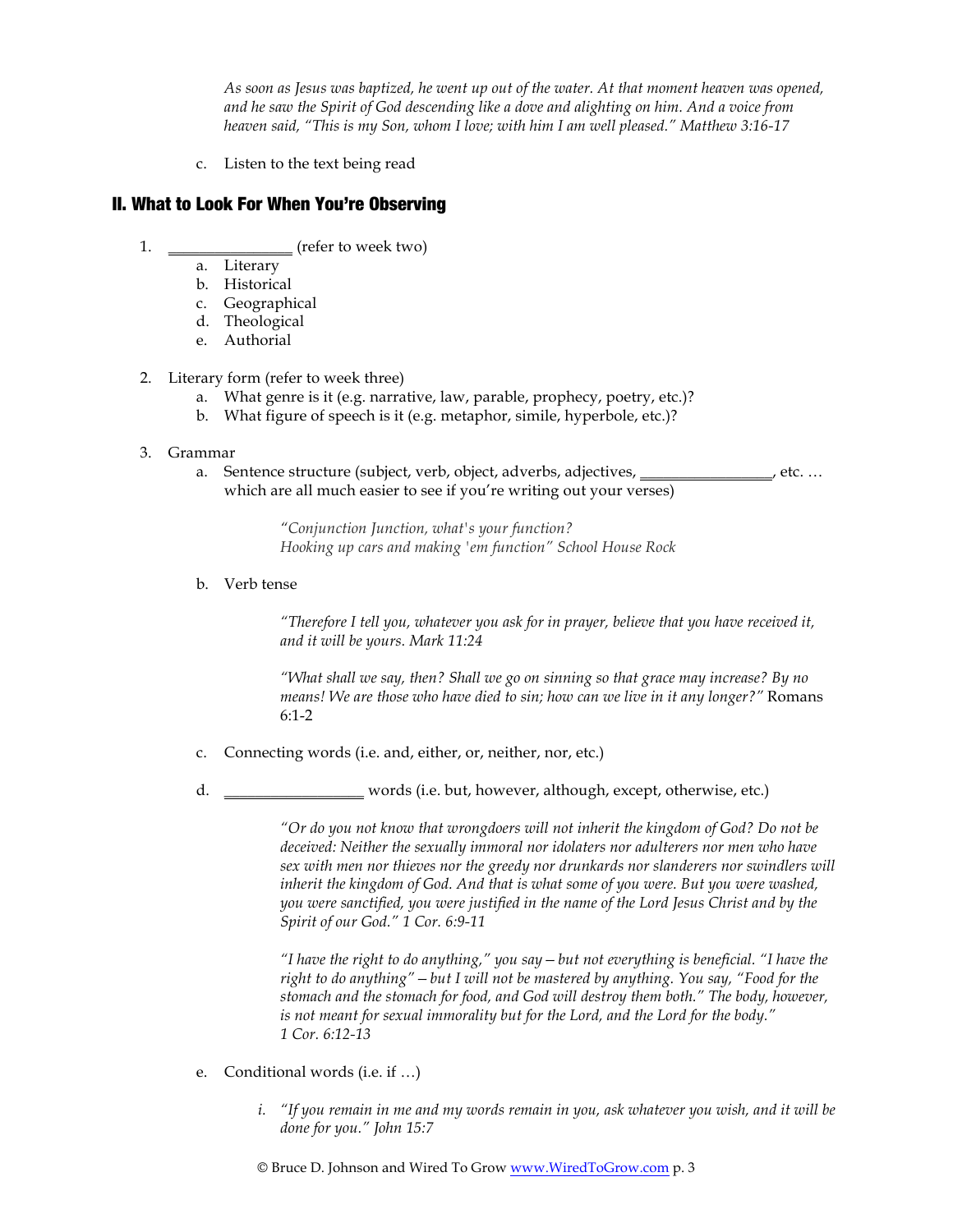*As soon as Jesus was baptized, he went up out of the water. At that moment heaven was opened, and he saw the Spirit of God descending like a dove and alighting on him. And a voice from heaven said, "This is my Son, whom I love; with him I am well pleased." Matthew 3:16-17*

c. Listen to the text being read

## II. What to Look For When You're Observing

1. _______________ (refer to week two)
   a. Literary
   b. Historical
   c. Geographical
   d. Theological
   e. Authorial

2. Literary form (refer to week three)
   a. What genre is it (e.g. narrative, law, parable, prophecy, poetry, etc.)?
   b. What figure of speech is it (e.g. metaphor, simile, hyperbole, etc.)?

3. Grammar
   a. Sentence structure (subject, verb, object, adverbs, adjectives, ________________, etc. … which are all much easier to see if you're writing out your verses)

      *"Conjunction Junction, what's your function?*
      *Hooking up cars and making 'em function" School House Rock*

   b. Verb tense

      *"Therefore I tell you, whatever you ask for in prayer, believe that you have received it, and it will be yours. Mark 11:24*

      *"What shall we say, then? Shall we go on sinning so that grace may increase? By no means! We are those who have died to sin; how can we live in it any longer?"* Romans 6:1-2

   c. Connecting words (i.e. and, either, or, neither, nor, etc.)

   d. _________________ words (i.e. but, however, although, except, otherwise, etc.)

      *"Or do you not know that wrongdoers will not inherit the kingdom of God? Do not be deceived: Neither the sexually immoral nor idolaters nor adulterers nor men who have sex with men nor thieves nor the greedy nor drunkards nor slanderers nor swindlers will inherit the kingdom of God. And that is what some of you were. But you were washed, you were sanctified, you were justified in the name of the Lord Jesus Christ and by the Spirit of our God." 1 Cor. 6:9-11*

      *"I have the right to do anything," you say—but not everything is beneficial. "I have the right to do anything"—but I will not be mastered by anything. You say, "Food for the stomach and the stomach for food, and God will destroy them both." The body, however, is not meant for sexual immorality but for the Lord, and the Lord for the body." 1 Cor. 6:12-13*

   e. Conditional words (i.e. if …)

      i. *"If you remain in me and my words remain in you, ask whatever you wish, and it will be done for you." John 15:7*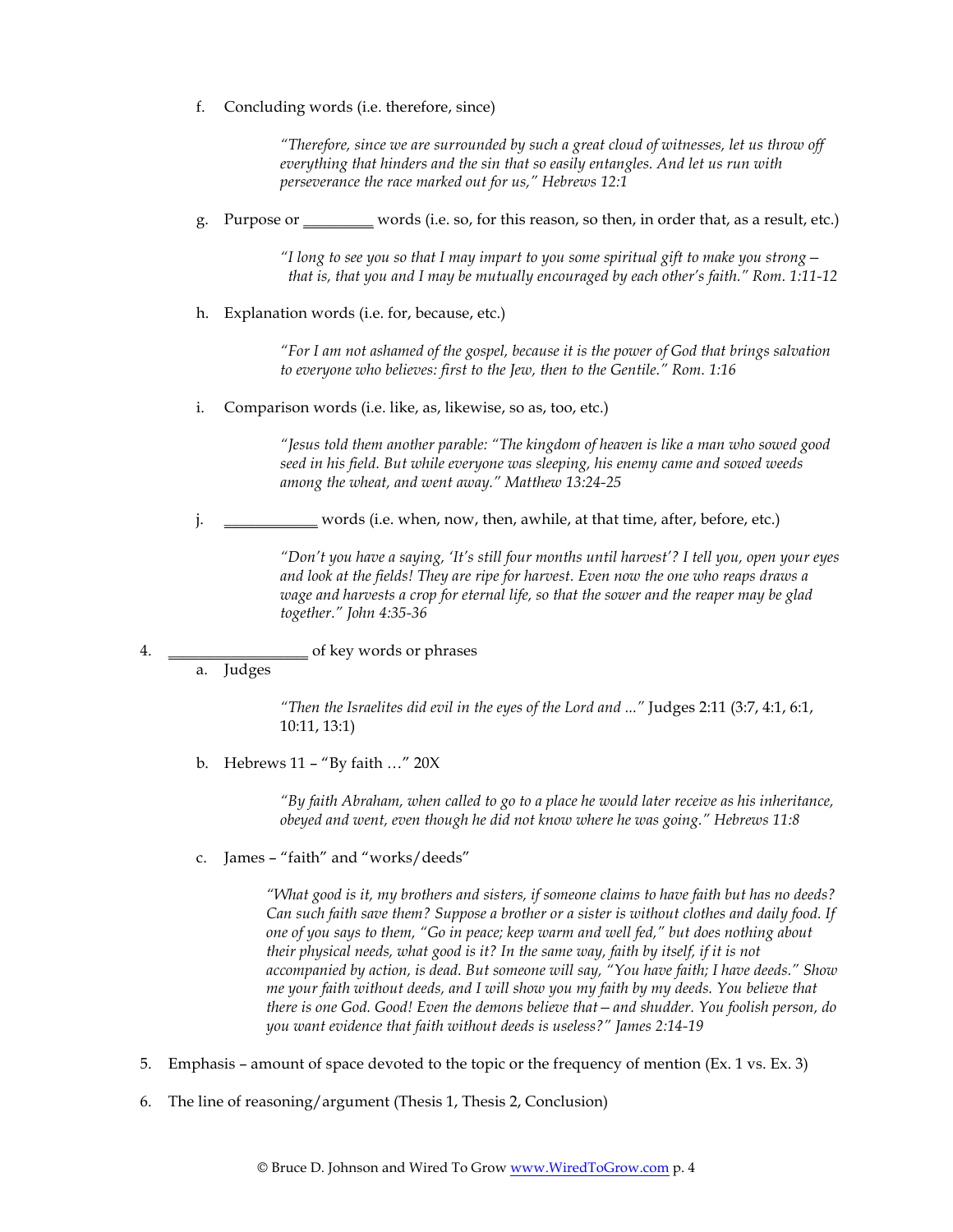f. Concluding words (i.e. therefore, since)

> *"Therefore, since we are surrounded by such a great cloud of witnesses, let us throw off everything that hinders and the sin that so easily entangles. And let us run with perseverance the race marked out for us," Hebrews 12:1*

g. Purpose or ________ words (i.e. so, for this reason, so then, in order that, as a result, etc.)

> *"I long to see you so that I may impart to you some spiritual gift to make you strong— that is, that you and I may be mutually encouraged by each other's faith." Rom. 1:11-12*

h. Explanation words (i.e. for, because, etc.)

> *"For I am not ashamed of the gospel, because it is the power of God that brings salvation to everyone who believes: first to the Jew, then to the Gentile." Rom. 1:16*

i. Comparison words (i.e. like, as, likewise, so as, too, etc.)

> *"Jesus told them another parable: "The kingdom of heaven is like a man who sowed good seed in his field. But while everyone was sleeping, his enemy came and sowed weeds among the wheat, and went away." Matthew 13:24-25*

j. __________ words (i.e. when, now, then, awhile, at that time, after, before, etc.)

> *"Don't you have a saying, 'It's still four months until harvest'? I tell you, open your eyes and look at the fields! They are ripe for harvest. Even now the one who reaps draws a wage and harvests a crop for eternal life, so that the sower and the reaper may be glad together." John 4:35-36*

4. ________________ of key words or phrases

a. Judges

> *"Then the Israelites did evil in the eyes of the Lord and ..."* Judges 2:11 (3:7, 4:1, 6:1, 10:11, 13:1)

b. Hebrews 11 – "By faith …" 20X

> *"By faith Abraham, when called to go to a place he would later receive as his inheritance, obeyed and went, even though he did not know where he was going." Hebrews 11:8*

c. James – "faith" and "works/deeds"

> *"What good is it, my brothers and sisters, if someone claims to have faith but has no deeds? Can such faith save them? Suppose a brother or a sister is without clothes and daily food. If one of you says to them, "Go in peace; keep warm and well fed," but does nothing about their physical needs, what good is it? In the same way, faith by itself, if it is not accompanied by action, is dead. But someone will say, "You have faith; I have deeds." Show me your faith without deeds, and I will show you my faith by my deeds. You believe that there is one God. Good! Even the demons believe that—and shudder. You foolish person, do you want evidence that faith without deeds is useless?" James 2:14-19*

5. Emphasis – amount of space devoted to the topic or the frequency of mention (Ex. 1 vs. Ex. 3)

6. The line of reasoning/argument (Thesis 1, Thesis 2, Conclusion)

© Bruce D. Johnson and Wired To Grow www.WiredToGrow.com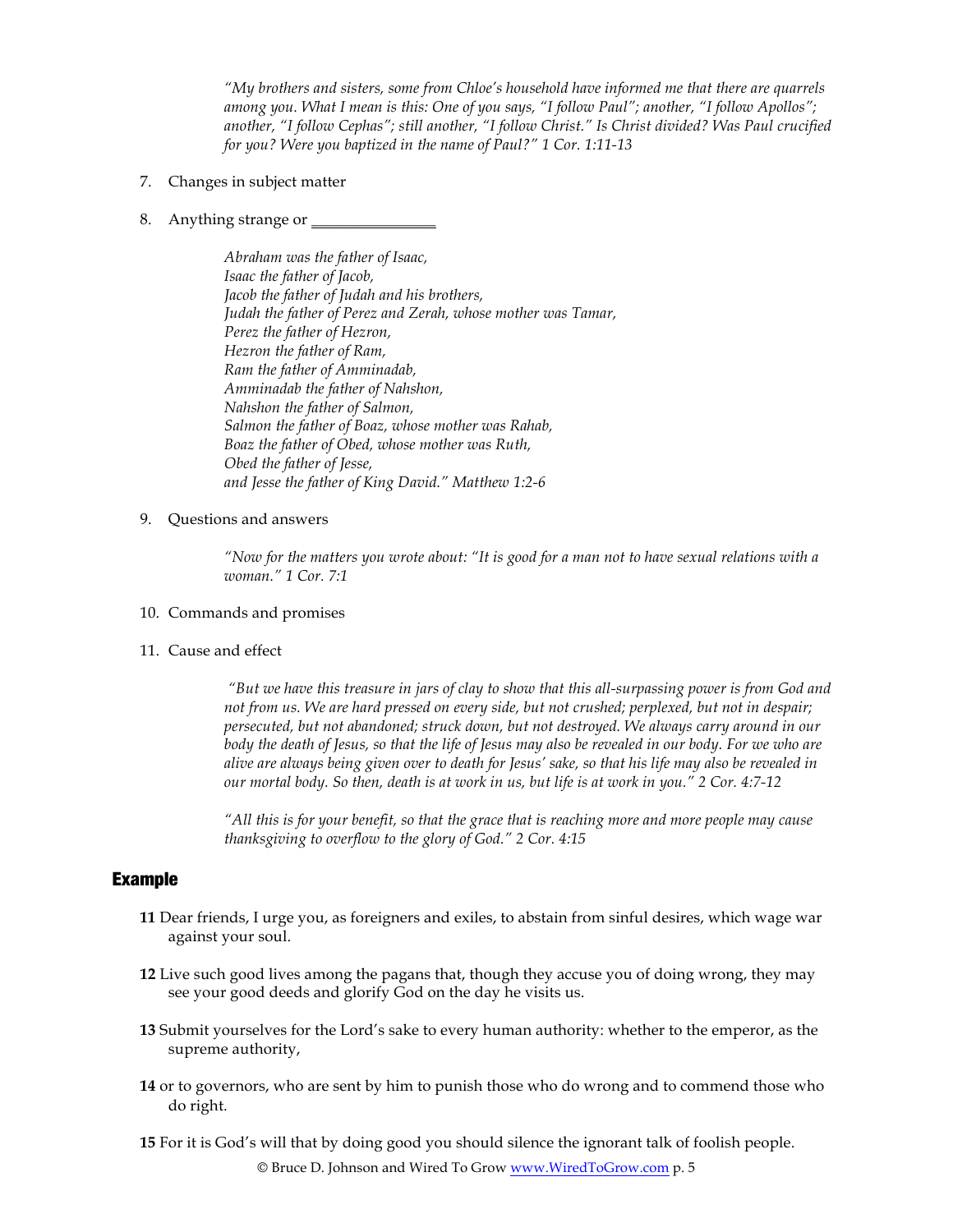*"My brothers and sisters, some from Chloe's household have informed me that there are quarrels among you. What I mean is this: One of you says, "I follow Paul"; another, "I follow Apollos"; another, "I follow Cephas"; still another, "I follow Christ." Is Christ divided? Was Paul crucified for you? Were you baptized in the name of Paul?" 1 Cor. 1:11-13*

7. Changes in subject matter

8. Anything strange or _______________

*Abraham was the father of Isaac,*
*Isaac the father of Jacob,*
*Jacob the father of Judah and his brothers,*
*Judah the father of Perez and Zerah, whose mother was Tamar,*
*Perez the father of Hezron,*
*Hezron the father of Ram,*
*Ram the father of Amminadab,*
*Amminadab the father of Nahshon,*
*Nahshon the father of Salmon,*
*Salmon the father of Boaz, whose mother was Rahab,*
*Boaz the father of Obed, whose mother was Ruth,*
*Obed the father of Jesse,*
*and Jesse the father of King David." Matthew 1:2-6*

9. Questions and answers

*"Now for the matters you wrote about: "It is good for a man not to have sexual relations with a woman." 1 Cor. 7:1*

10. Commands and promises

11. Cause and effect

*"But we have this treasure in jars of clay to show that this all-surpassing power is from God and not from us. We are hard pressed on every side, but not crushed; perplexed, but not in despair; persecuted, but not abandoned; struck down, but not destroyed. We always carry around in our body the death of Jesus, so that the life of Jesus may also be revealed in our body. For we who are alive are always being given over to death for Jesus' sake, so that his life may also be revealed in our mortal body. So then, death is at work in us, but life is at work in you." 2 Cor. 4:7-12*

*"All this is for your benefit, so that the grace that is reaching more and more people may cause thanksgiving to overflow to the glory of God." 2 Cor. 4:15*

## Example

**11** Dear friends, I urge you, as foreigners and exiles, to abstain from sinful desires, which wage war against your soul.

**12** Live such good lives among the pagans that, though they accuse you of doing wrong, they may see your good deeds and glorify God on the day he visits us.

**13** Submit yourselves for the Lord's sake to every human authority: whether to the emperor, as the supreme authority,

**14** or to governors, who are sent by him to punish those who do wrong and to commend those who do right.

**15** For it is God's will that by doing good you should silence the ignorant talk of foolish people.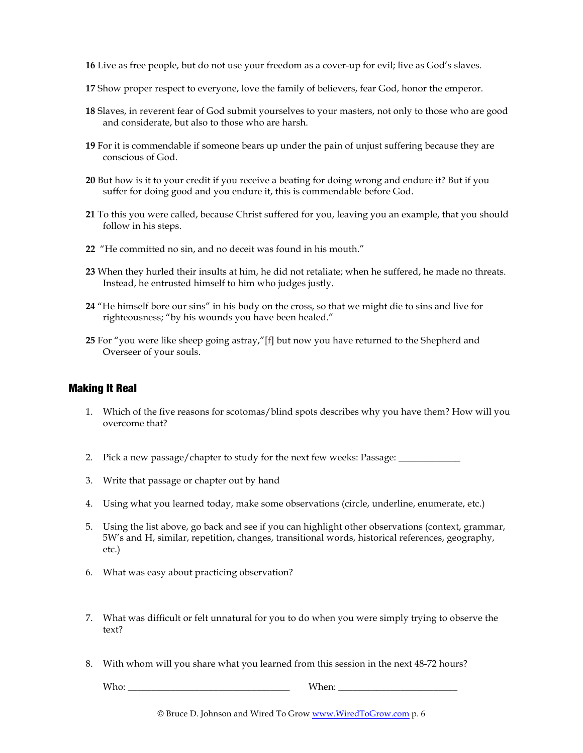**16** Live as free people, but do not use your freedom as a cover-up for evil; live as God's slaves.

**17** Show proper respect to everyone, love the family of believers, fear God, honor the emperor.

**18** Slaves, in reverent fear of God submit yourselves to your masters, not only to those who are good and considerate, but also to those who are harsh.

**19** For it is commendable if someone bears up under the pain of unjust suffering because they are conscious of God.

**20** But how is it to your credit if you receive a beating for doing wrong and endure it? But if you suffer for doing good and you endure it, this is commendable before God.

**21** To this you were called, because Christ suffered for you, leaving you an example, that you should follow in his steps.

**22** "He committed no sin, and no deceit was found in his mouth."

**23** When they hurled their insults at him, he did not retaliate; when he suffered, he made no threats. Instead, he entrusted himself to him who judges justly.

**24** "He himself bore our sins" in his body on the cross, so that we might die to sins and live for righteousness; "by his wounds you have been healed."

**25** For "you were like sheep going astray,"[f] but now you have returned to the Shepherd and Overseer of your souls.

## Making It Real

1. Which of the five reasons for scotomas/blind spots describes why you have them? How will you overcome that?

2. Pick a new passage/chapter to study for the next few weeks: Passage: ____________

3. Write that passage or chapter out by hand

4. Using what you learned today, make some observations (circle, underline, enumerate, etc.)

5. Using the list above, go back and see if you can highlight other observations (context, grammar, 5W's and H, similar, repetition, changes, transitional words, historical references, geography, etc.)

6. What was easy about practicing observation?

7. What was difficult or felt unnatural for you to do when you were simply trying to observe the text?

8. With whom will you share what you learned from this session in the next 48-72 hours?

   Who: _________________________________ When: ________________________

© Bruce D. Johnson and Wired To Grow www.WiredToGrow.com